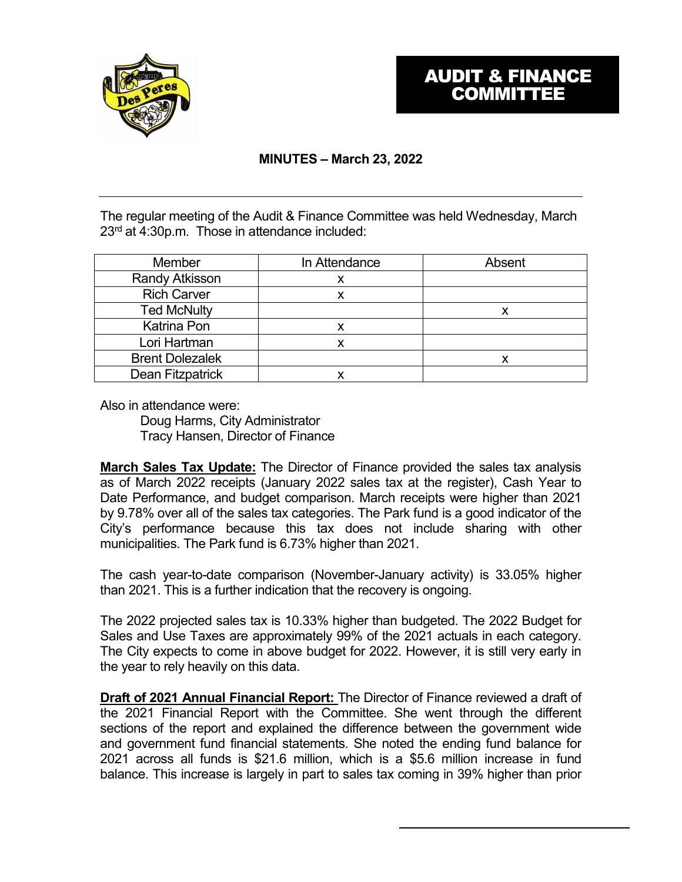# AUDIT & FINANCE COMMITTEE

## MINUTES – March 23, 2022

The regular meeting of the Audit & Finance Committee was held Wednesday, March 23rd at 4:30p.m. Those in attendance included:

| Member | In Attendance | Absent |
| --- | --- | --- |
| Randy Atkisson | x | |
| Rich Carver | x | |
| Ted McNulty | | x |
| Katrina Pon | x | |
| Lori Hartman | x | |
| Brent Dolezalek | | x |
| Dean Fitzpatrick | x | |

Also in attendance were:

Doug Harms, City Administrator
Tracy Hansen, Director of Finance

**March Sales Tax Update:** The Director of Finance provided the sales tax analysis as of March 2022 receipts (January 2022 sales tax at the register), Cash Year to Date Performance, and budget comparison. March receipts were higher than 2021 by 9.78% over all of the sales tax categories. The Park fund is a good indicator of the City's performance because this tax does not include sharing with other municipalities. The Park fund is 6.73% higher than 2021.

The cash year-to-date comparison (November-January activity) is 33.05% higher than 2021. This is a further indication that the recovery is ongoing.

The 2022 projected sales tax is 10.33% higher than budgeted. The 2022 Budget for Sales and Use Taxes are approximately 99% of the 2021 actuals in each category. The City expects to come in above budget for 2022. However, it is still very early in the year to rely heavily on this data.

**Draft of 2021 Annual Financial Report:** The Director of Finance reviewed a draft of the 2021 Financial Report with the Committee. She went through the different sections of the report and explained the difference between the government wide and government fund financial statements. She noted the ending fund balance for 2021 across all funds is $21.6 million, which is a $5.6 million increase in fund balance. This increase is largely in part to sales tax coming in 39% higher than prior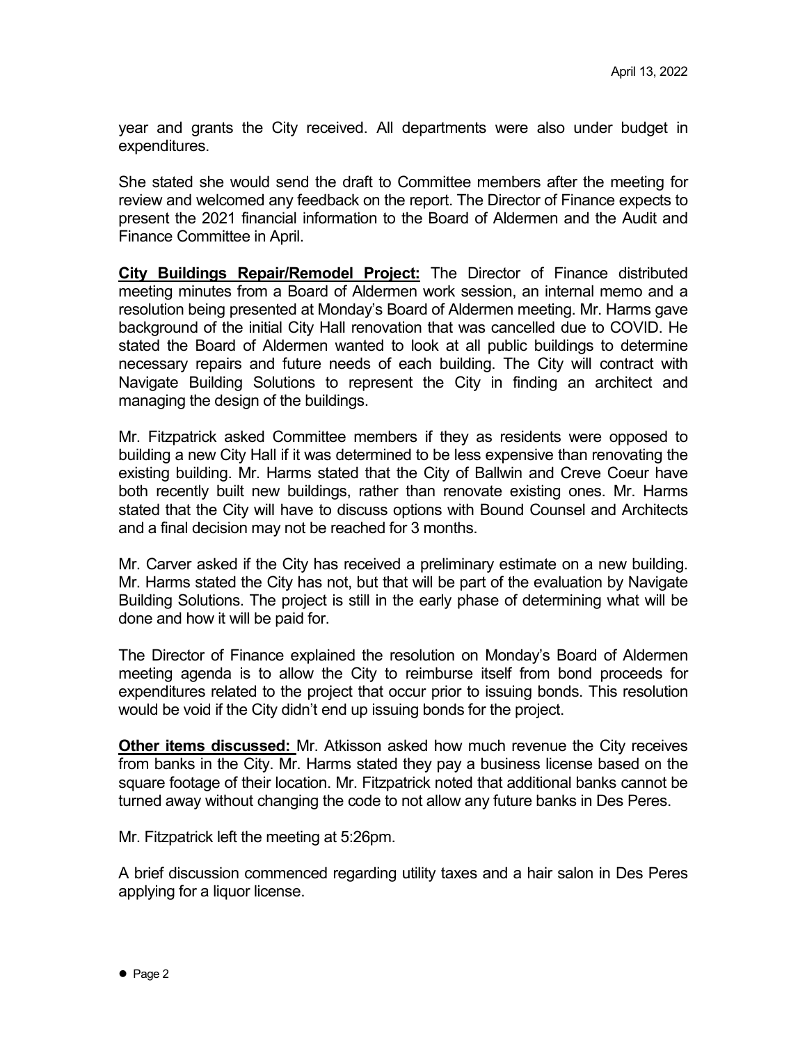year and grants the City received. All departments were also under budget in expenditures.

She stated she would send the draft to Committee members after the meeting for review and welcomed any feedback on the report. The Director of Finance expects to present the 2021 financial information to the Board of Aldermen and the Audit and Finance Committee in April.

**City Buildings Repair/Remodel Project:** The Director of Finance distributed meeting minutes from a Board of Aldermen work session, an internal memo and a resolution being presented at Monday's Board of Aldermen meeting. Mr. Harms gave background of the initial City Hall renovation that was cancelled due to COVID. He stated the Board of Aldermen wanted to look at all public buildings to determine necessary repairs and future needs of each building. The City will contract with Navigate Building Solutions to represent the City in finding an architect and managing the design of the buildings.

Mr. Fitzpatrick asked Committee members if they as residents were opposed to building a new City Hall if it was determined to be less expensive than renovating the existing building. Mr. Harms stated that the City of Ballwin and Creve Coeur have both recently built new buildings, rather than renovate existing ones. Mr. Harms stated that the City will have to discuss options with Bound Counsel and Architects and a final decision may not be reached for 3 months.

Mr. Carver asked if the City has received a preliminary estimate on a new building. Mr. Harms stated the City has not, but that will be part of the evaluation by Navigate Building Solutions. The project is still in the early phase of determining what will be done and how it will be paid for.

The Director of Finance explained the resolution on Monday's Board of Aldermen meeting agenda is to allow the City to reimburse itself from bond proceeds for expenditures related to the project that occur prior to issuing bonds. This resolution would be void if the City didn't end up issuing bonds for the project.

**Other items discussed:** Mr. Atkisson asked how much revenue the City receives from banks in the City. Mr. Harms stated they pay a business license based on the square footage of their location. Mr. Fitzpatrick noted that additional banks cannot be turned away without changing the code to not allow any future banks in Des Peres.

Mr. Fitzpatrick left the meeting at 5:26pm.

A brief discussion commenced regarding utility taxes and a hair salon in Des Peres applying for a liquor license.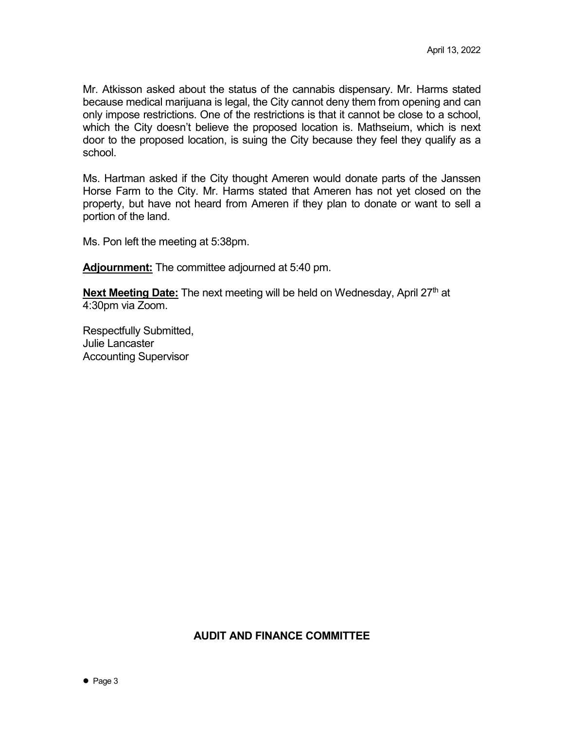Mr. Atkisson asked about the status of the cannabis dispensary. Mr. Harms stated because medical marijuana is legal, the City cannot deny them from opening and can only impose restrictions. One of the restrictions is that it cannot be close to a school, which the City doesn't believe the proposed location is. Mathseium, which is next door to the proposed location, is suing the City because they feel they qualify as a school.

Ms. Hartman asked if the City thought Ameren would donate parts of the Janssen Horse Farm to the City. Mr. Harms stated that Ameren has not yet closed on the property, but have not heard from Ameren if they plan to donate or want to sell a portion of the land.

Ms. Pon left the meeting at 5:38pm.

**Adjournment:** The committee adjourned at 5:40 pm.

**Next Meeting Date:** The next meeting will be held on Wednesday, April 27th at 4:30pm via Zoom.

Respectfully Submitted,
Julie Lancaster
Accounting Supervisor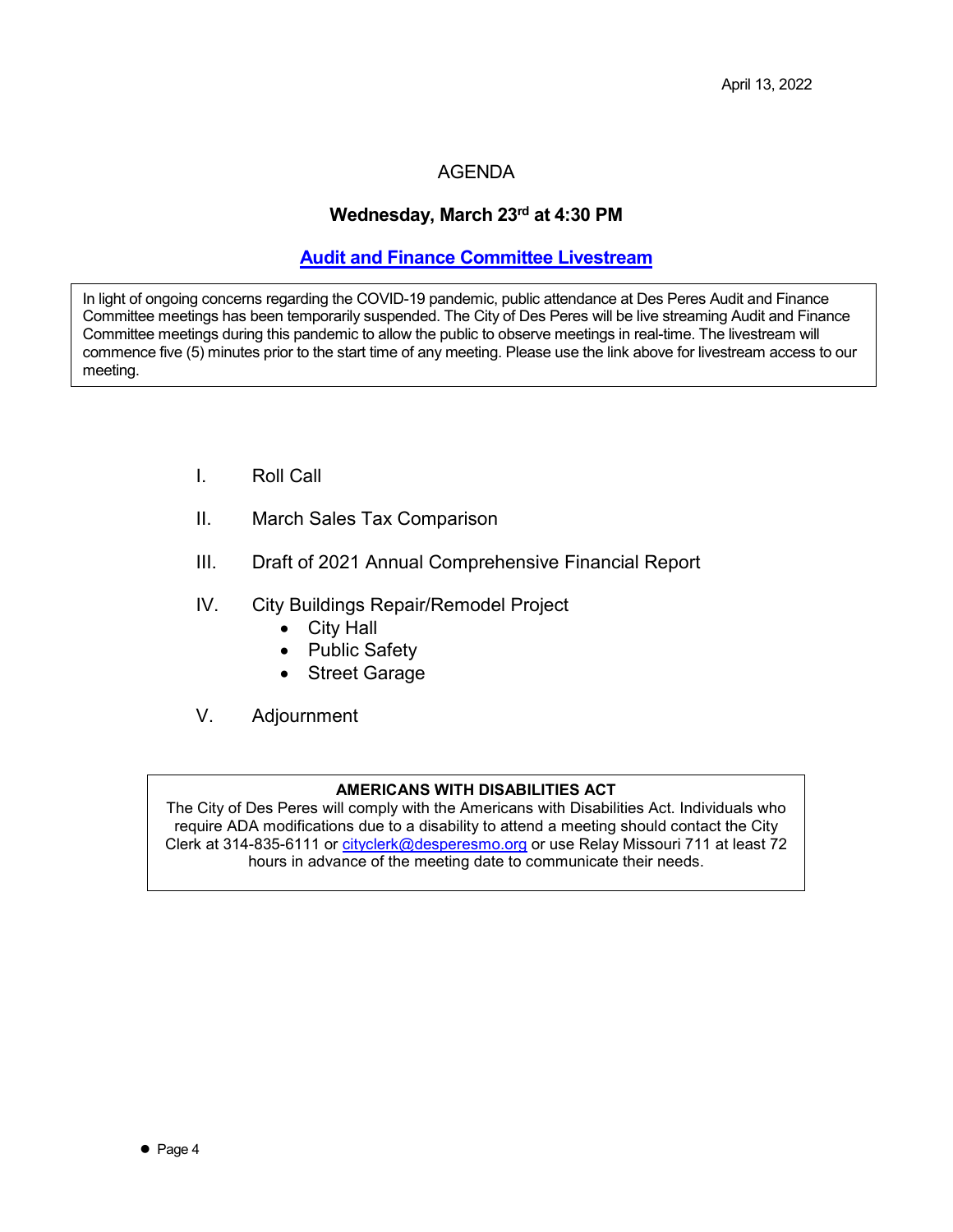April 13, 2022

# AGENDA

**Wednesday, March 23rd at 4:30 PM**

**[Audit and Finance Committee Livestream]**

In light of ongoing concerns regarding the COVID-19 pandemic, public attendance at Des Peres Audit and Finance Committee meetings has been temporarily suspended. The City of Des Peres will be live streaming Audit and Finance Committee meetings during this pandemic to allow the public to observe meetings in real-time. The livestream will commence five (5) minutes prior to the start time of any meeting. Please use the link above for livestream access to our meeting.

I. Roll Call

II. March Sales Tax Comparison

III. Draft of 2021 Annual Comprehensive Financial Report

IV. City Buildings Repair/Remodel Project
- City Hall
- Public Safety
- Street Garage

V. Adjournment

**AMERICANS WITH DISABILITIES ACT**

The City of Des Peres will comply with the Americans with Disabilities Act. Individuals who require ADA modifications due to a disability to attend a meeting should contact the City Clerk at 314-835-6111 or cityclerk@desperesmo.org or use Relay Missouri 711 at least 72 hours in advance of the meeting date to communicate their needs.